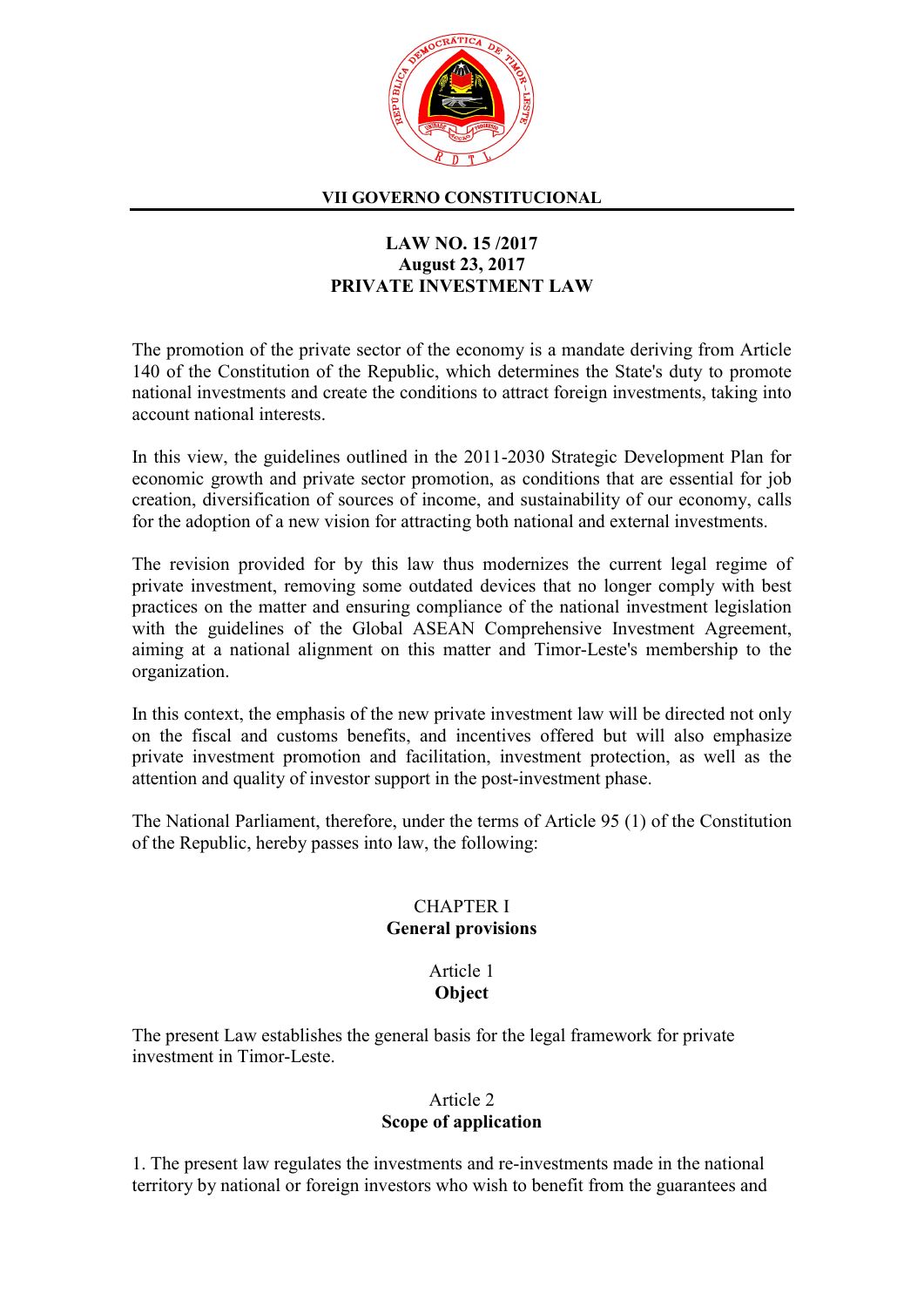**VII GOVERNO CONSTITUCIONAL**

# LAW NO. 15 /2017
# August 23, 2017
# PRIVATE INVESTMENT LAW

The promotion of the private sector of the economy is a mandate deriving from Article 140 of the Constitution of the Republic, which determines the State's duty to promote national investments and create the conditions to attract foreign investments, taking into account national interests.

In this view, the guidelines outlined in the 2011-2030 Strategic Development Plan for economic growth and private sector promotion, as conditions that are essential for job creation, diversification of sources of income, and sustainability of our economy, calls for the adoption of a new vision for attracting both national and external investments.

The revision provided for by this law thus modernizes the current legal regime of private investment, removing some outdated devices that no longer comply with best practices on the matter and ensuring compliance of the national investment legislation with the guidelines of the Global ASEAN Comprehensive Investment Agreement, aiming at a national alignment on this matter and Timor-Leste's membership to the organization.

In this context, the emphasis of the new private investment law will be directed not only on the fiscal and customs benefits, and incentives offered but will also emphasize private investment promotion and facilitation, investment protection, as well as the attention and quality of investor support in the post-investment phase.

The National Parliament, therefore, under the terms of Article 95 (1) of the Constitution of the Republic, hereby passes into law, the following:

## CHAPTER I
## General provisions

### Article 1
### Object

The present Law establishes the general basis for the legal framework for private investment in Timor-Leste.

### Article 2
### Scope of application

1. The present law regulates the investments and re-investments made in the national territory by national or foreign investors who wish to benefit from the guarantees and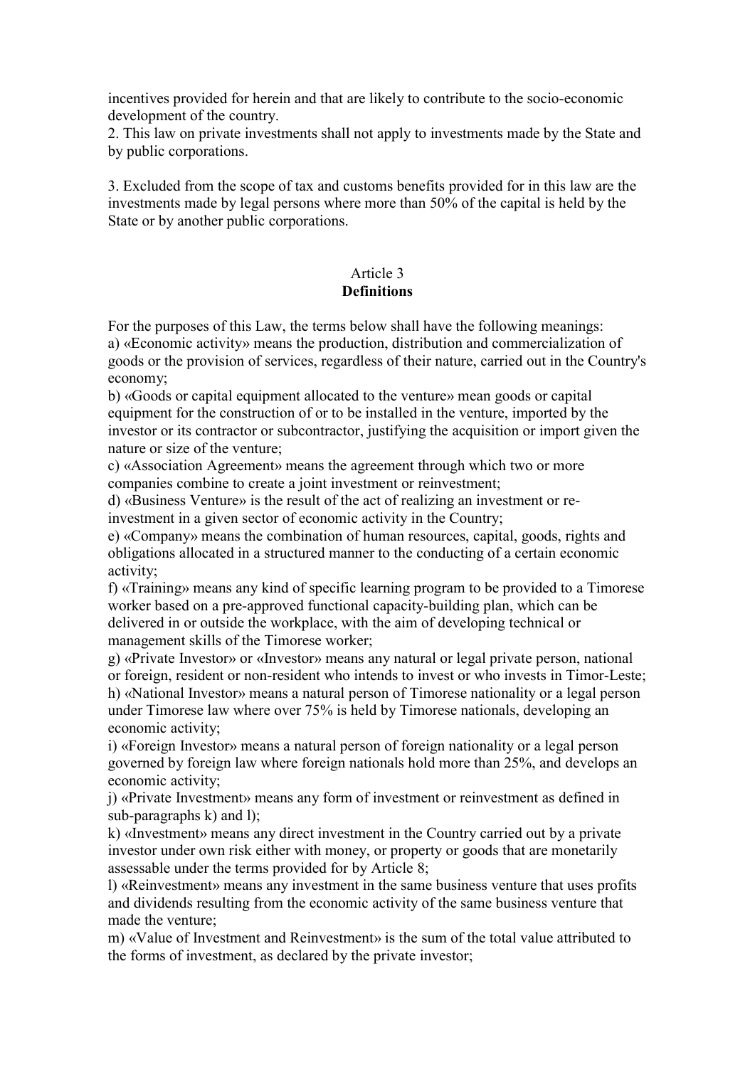incentives provided for herein and that are likely to contribute to the socio-economic development of the country.

2. This law on private investments shall not apply to investments made by the State and by public corporations.

3. Excluded from the scope of tax and customs benefits provided for in this law are the investments made by legal persons where more than 50% of the capital is held by the State or by another public corporations.

## Article 3
## **Definitions**

For the purposes of this Law, the terms below shall have the following meanings:

a) «Economic activity» means the production, distribution and commercialization of goods or the provision of services, regardless of their nature, carried out in the Country's economy;

b) «Goods or capital equipment allocated to the venture» mean goods or capital equipment for the construction of or to be installed in the venture, imported by the investor or its contractor or subcontractor, justifying the acquisition or import given the nature or size of the venture;

c) «Association Agreement» means the agreement through which two or more companies combine to create a joint investment or reinvestment;

d) «Business Venture» is the result of the act of realizing an investment or re-investment in a given sector of economic activity in the Country;

e) «Company» means the combination of human resources, capital, goods, rights and obligations allocated in a structured manner to the conducting of a certain economic activity;

f) «Training» means any kind of specific learning program to be provided to a Timorese worker based on a pre-approved functional capacity-building plan, which can be delivered in or outside the workplace, with the aim of developing technical or management skills of the Timorese worker;

g) «Private Investor» or «Investor» means any natural or legal private person, national or foreign, resident or non-resident who intends to invest or who invests in Timor-Leste;

h) «National Investor» means a natural person of Timorese nationality or a legal person under Timorese law where over 75% is held by Timorese nationals, developing an economic activity;

i) «Foreign Investor» means a natural person of foreign nationality or a legal person governed by foreign law where foreign nationals hold more than 25%, and develops an economic activity;

j) «Private Investment» means any form of investment or reinvestment as defined in sub-paragraphs k) and l);

k) «Investment» means any direct investment in the Country carried out by a private investor under own risk either with money, or property or goods that are monetarily assessable under the terms provided for by Article 8;

l) «Reinvestment» means any investment in the same business venture that uses profits and dividends resulting from the economic activity of the same business venture that made the venture;

m) «Value of Investment and Reinvestment» is the sum of the total value attributed to the forms of investment, as declared by the private investor;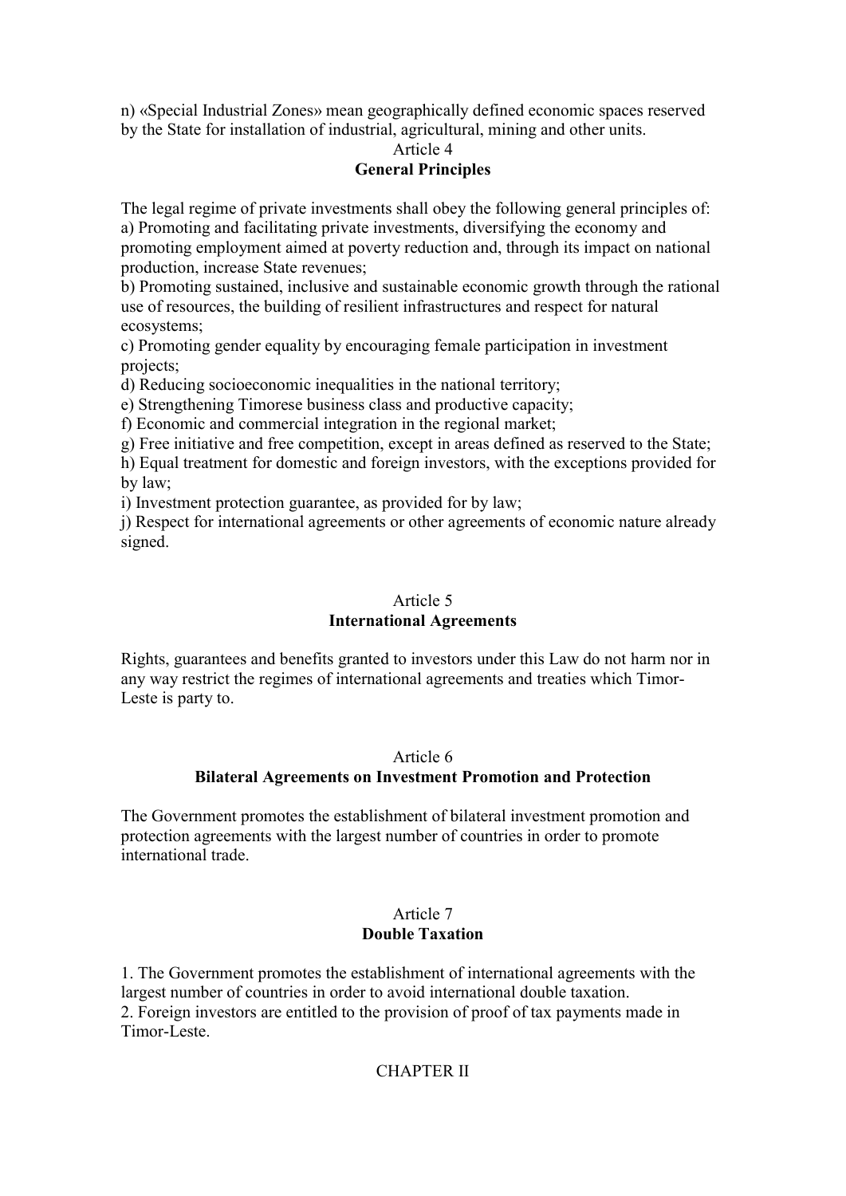n) «Special Industrial Zones» mean geographically defined economic spaces reserved by the State for installation of industrial, agricultural, mining and other units.

Article 4
**General Principles**

The legal regime of private investments shall obey the following general principles of:
a) Promoting and facilitating private investments, diversifying the economy and promoting employment aimed at poverty reduction and, through its impact on national production, increase State revenues;
b) Promoting sustained, inclusive and sustainable economic growth through the rational use of resources, the building of resilient infrastructures and respect for natural ecosystems;
c) Promoting gender equality by encouraging female participation in investment projects;
d) Reducing socioeconomic inequalities in the national territory;
e) Strengthening Timorese business class and productive capacity;
f) Economic and commercial integration in the regional market;
g) Free initiative and free competition, except in areas defined as reserved to the State;
h) Equal treatment for domestic and foreign investors, with the exceptions provided for by law;
i) Investment protection guarantee, as provided for by law;
j) Respect for international agreements or other agreements of economic nature already signed.

Article 5
**International Agreements**

Rights, guarantees and benefits granted to investors under this Law do not harm nor in any way restrict the regimes of international agreements and treaties which Timor-Leste is party to.

Article 6
**Bilateral Agreements on Investment Promotion and Protection**

The Government promotes the establishment of bilateral investment promotion and protection agreements with the largest number of countries in order to promote international trade.

Article 7
**Double Taxation**

1. The Government promotes the establishment of international agreements with the largest number of countries in order to avoid international double taxation.
2. Foreign investors are entitled to the provision of proof of tax payments made in Timor-Leste.

CHAPTER II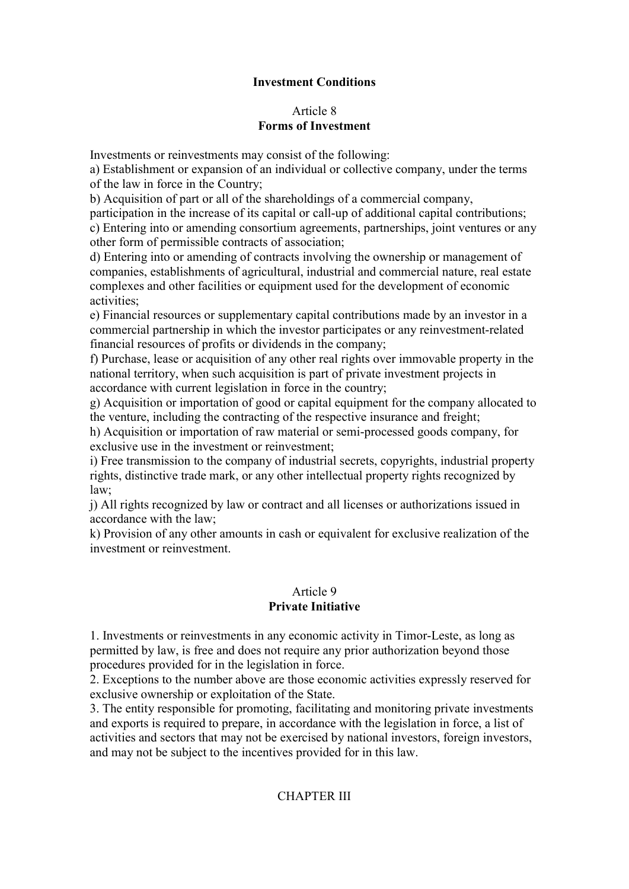## Investment Conditions

### Article 8
### Forms of Investment

Investments or reinvestments may consist of the following:

a) Establishment or expansion of an individual or collective company, under the terms of the law in force in the Country;

b) Acquisition of part or all of the shareholdings of a commercial company, participation in the increase of its capital or call-up of additional capital contributions;

c) Entering into or amending consortium agreements, partnerships, joint ventures or any other form of permissible contracts of association;

d) Entering into or amending of contracts involving the ownership or management of companies, establishments of agricultural, industrial and commercial nature, real estate complexes and other facilities or equipment used for the development of economic activities;

e) Financial resources or supplementary capital contributions made by an investor in a commercial partnership in which the investor participates or any reinvestment-related financial resources of profits or dividends in the company;

f) Purchase, lease or acquisition of any other real rights over immovable property in the national territory, when such acquisition is part of private investment projects in accordance with current legislation in force in the country;

g) Acquisition or importation of good or capital equipment for the company allocated to the venture, including the contracting of the respective insurance and freight;

h) Acquisition or importation of raw material or semi-processed goods company, for exclusive use in the investment or reinvestment;

i) Free transmission to the company of industrial secrets, copyrights, industrial property rights, distinctive trade mark, or any other intellectual property rights recognized by law;

j) All rights recognized by law or contract and all licenses or authorizations issued in accordance with the law;

k) Provision of any other amounts in cash or equivalent for exclusive realization of the investment or reinvestment.

### Article 9
### Private Initiative

1. Investments or reinvestments in any economic activity in Timor-Leste, as long as permitted by law, is free and does not require any prior authorization beyond those procedures provided for in the legislation in force.
2. Exceptions to the number above are those economic activities expressly reserved for exclusive ownership or exploitation of the State.
3. The entity responsible for promoting, facilitating and monitoring private investments and exports is required to prepare, in accordance with the legislation in force, a list of activities and sectors that may not be exercised by national investors, foreign investors, and may not be subject to the incentives provided for in this law.

## CHAPTER III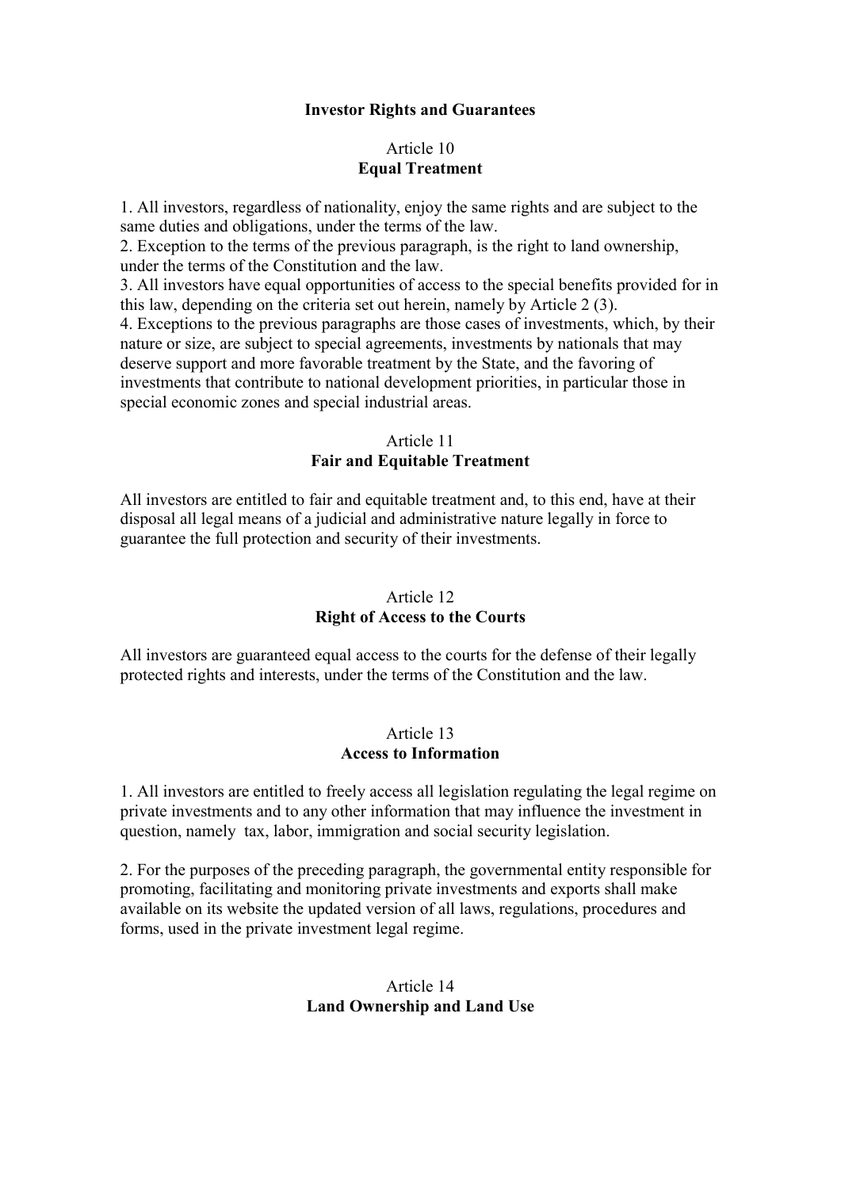## Investor Rights and Guarantees

### Article 10
### Equal Treatment

1. All investors, regardless of nationality, enjoy the same rights and are subject to the same duties and obligations, under the terms of the law.
2. Exception to the terms of the previous paragraph, is the right to land ownership, under the terms of the Constitution and the law.
3. All investors have equal opportunities of access to the special benefits provided for in this law, depending on the criteria set out herein, namely by Article 2 (3).
4. Exceptions to the previous paragraphs are those cases of investments, which, by their nature or size, are subject to special agreements, investments by nationals that may deserve support and more favorable treatment by the State, and the favoring of investments that contribute to national development priorities, in particular those in special economic zones and special industrial areas.

### Article 11
### Fair and Equitable Treatment

All investors are entitled to fair and equitable treatment and, to this end, have at their disposal all legal means of a judicial and administrative nature legally in force to guarantee the full protection and security of their investments.

### Article 12
### Right of Access to the Courts

All investors are guaranteed equal access to the courts for the defense of their legally protected rights and interests, under the terms of the Constitution and the law.

### Article 13
### Access to Information

1. All investors are entitled to freely access all legislation regulating the legal regime on private investments and to any other information that may influence the investment in question, namely tax, labor, immigration and social security legislation.

2. For the purposes of the preceding paragraph, the governmental entity responsible for promoting, facilitating and monitoring private investments and exports shall make available on its website the updated version of all laws, regulations, procedures and forms, used in the private investment legal regime.

### Article 14
### Land Ownership and Land Use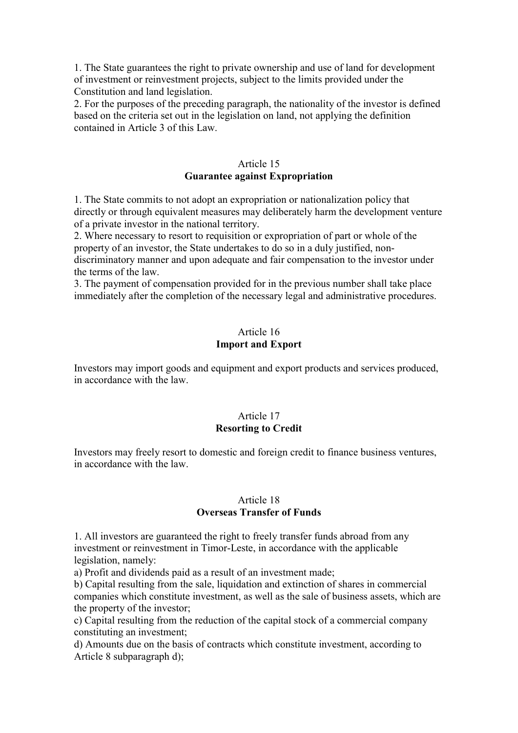1. The State guarantees the right to private ownership and use of land for development of investment or reinvestment projects, subject to the limits provided under the Constitution and land legislation.
2. For the purposes of the preceding paragraph, the nationality of the investor is defined based on the criteria set out in the legislation on land, not applying the definition contained in Article 3 of this Law.

### Article 15
### **Guarantee against Expropriation**

1. The State commits to not adopt an expropriation or nationalization policy that directly or through equivalent measures may deliberately harm the development venture of a private investor in the national territory.
2. Where necessary to resort to requisition or expropriation of part or whole of the property of an investor, the State undertakes to do so in a duly justified, non-discriminatory manner and upon adequate and fair compensation to the investor under the terms of the law.
3. The payment of compensation provided for in the previous number shall take place immediately after the completion of the necessary legal and administrative procedures.

### Article 16
### **Import and Export**

Investors may import goods and equipment and export products and services produced, in accordance with the law.

### Article 17
### **Resorting to Credit**

Investors may freely resort to domestic and foreign credit to finance business ventures, in accordance with the law.

### Article 18
### **Overseas Transfer of Funds**

1. All investors are guaranteed the right to freely transfer funds abroad from any investment or reinvestment in Timor-Leste, in accordance with the applicable legislation, namely:
a) Profit and dividends paid as a result of an investment made;
b) Capital resulting from the sale, liquidation and extinction of shares in commercial companies which constitute investment, as well as the sale of business assets, which are the property of the investor;
c) Capital resulting from the reduction of the capital stock of a commercial company constituting an investment;
d) Amounts due on the basis of contracts which constitute investment, according to Article 8 subparagraph d);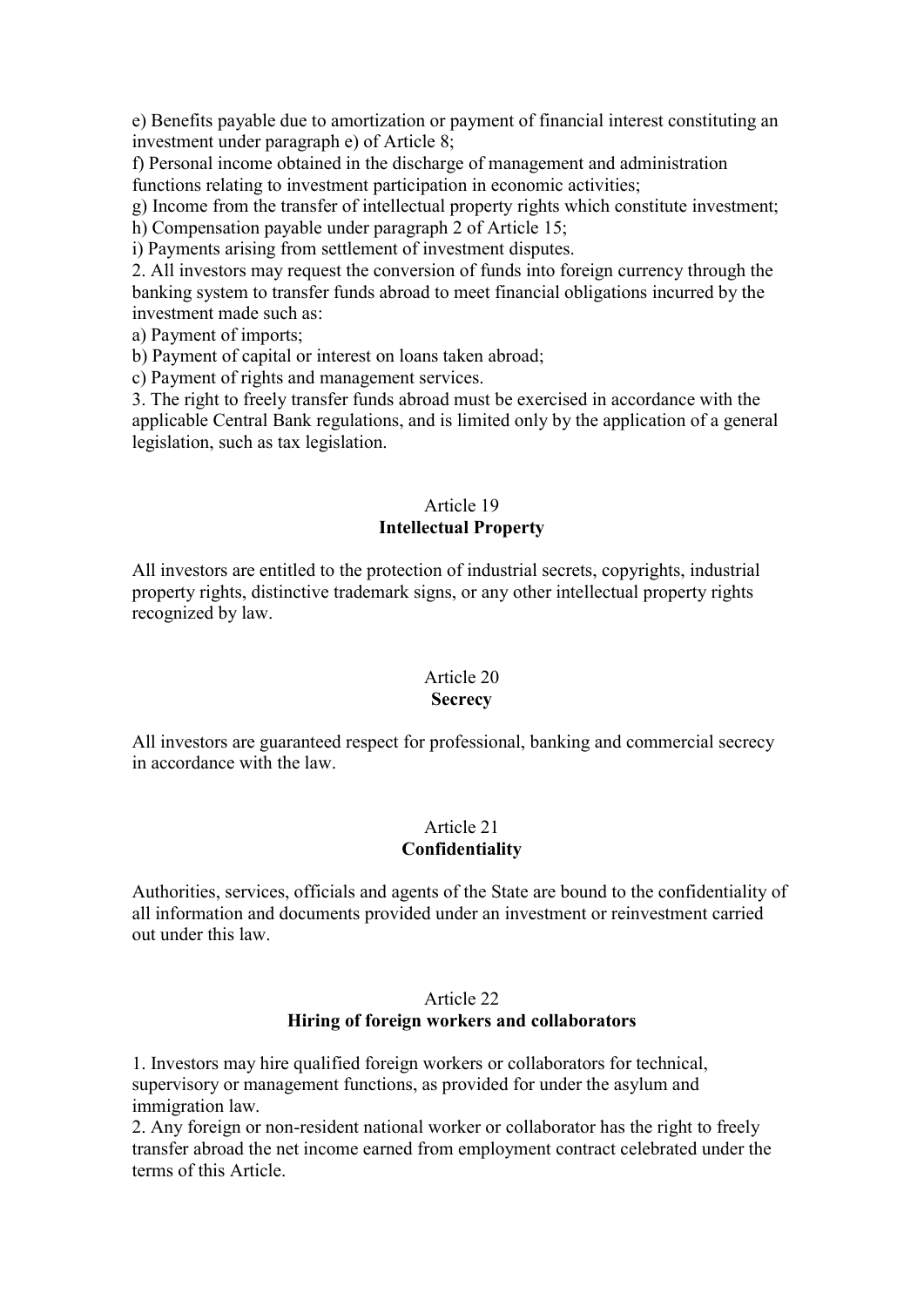e) Benefits payable due to amortization or payment of financial interest constituting an investment under paragraph e) of Article 8;

f) Personal income obtained in the discharge of management and administration functions relating to investment participation in economic activities;

g) Income from the transfer of intellectual property rights which constitute investment;

h) Compensation payable under paragraph 2 of Article 15;

i) Payments arising from settlement of investment disputes.

2. All investors may request the conversion of funds into foreign currency through the banking system to transfer funds abroad to meet financial obligations incurred by the investment made such as:

a) Payment of imports;

b) Payment of capital or interest on loans taken abroad;

c) Payment of rights and management services.

3. The right to freely transfer funds abroad must be exercised in accordance with the applicable Central Bank regulations, and is limited only by the application of a general legislation, such as tax legislation.

## Article 19
**Intellectual Property**

All investors are entitled to the protection of industrial secrets, copyrights, industrial property rights, distinctive trademark signs, or any other intellectual property rights recognized by law.

## Article 20
**Secrecy**

All investors are guaranteed respect for professional, banking and commercial secrecy in accordance with the law.

## Article 21
**Confidentiality**

Authorities, services, officials and agents of the State are bound to the confidentiality of all information and documents provided under an investment or reinvestment carried out under this law.

## Article 22
**Hiring of foreign workers and collaborators**

1. Investors may hire qualified foreign workers or collaborators for technical, supervisory or management functions, as provided for under the asylum and immigration law.

2. Any foreign or non-resident national worker or collaborator has the right to freely transfer abroad the net income earned from employment contract celebrated under the terms of this Article.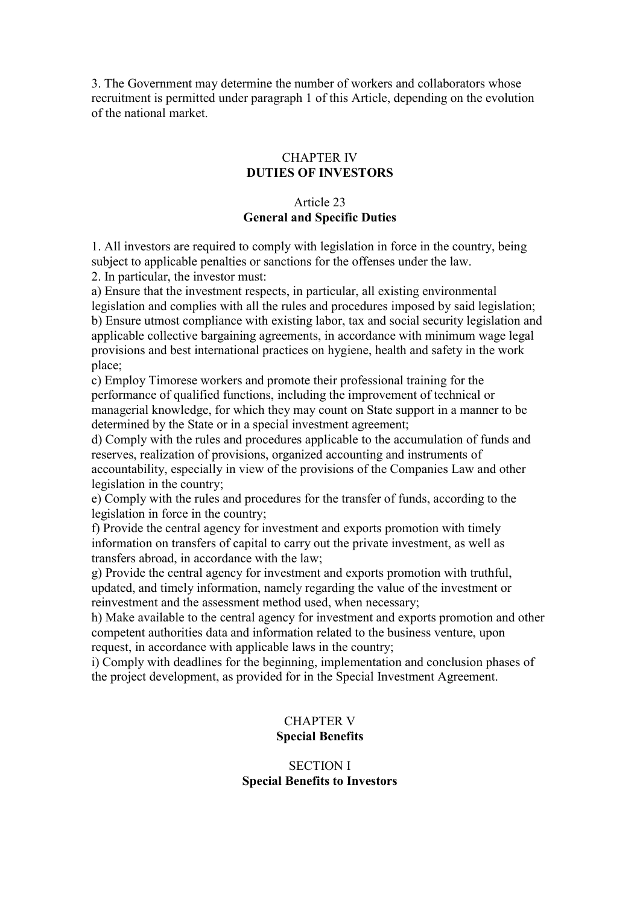3. The Government may determine the number of workers and collaborators whose recruitment is permitted under paragraph 1 of this Article, depending on the evolution of the national market.

## CHAPTER IV
## DUTIES OF INVESTORS

### Article 23
### General and Specific Duties

1. All investors are required to comply with legislation in force in the country, being subject to applicable penalties or sanctions for the offenses under the law.
2. In particular, the investor must:
a) Ensure that the investment respects, in particular, all existing environmental legislation and complies with all the rules and procedures imposed by said legislation;
b) Ensure utmost compliance with existing labor, tax and social security legislation and applicable collective bargaining agreements, in accordance with minimum wage legal provisions and best international practices on hygiene, health and safety in the work place;
c) Employ Timorese workers and promote their professional training for the performance of qualified functions, including the improvement of technical or managerial knowledge, for which they may count on State support in a manner to be determined by the State or in a special investment agreement;
d) Comply with the rules and procedures applicable to the accumulation of funds and reserves, realization of provisions, organized accounting and instruments of accountability, especially in view of the provisions of the Companies Law and other legislation in the country;
e) Comply with the rules and procedures for the transfer of funds, according to the legislation in force in the country;
f) Provide the central agency for investment and exports promotion with timely information on transfers of capital to carry out the private investment, as well as transfers abroad, in accordance with the law;
g) Provide the central agency for investment and exports promotion with truthful, updated, and timely information, namely regarding the value of the investment or reinvestment and the assessment method used, when necessary;
h) Make available to the central agency for investment and exports promotion and other competent authorities data and information related to the business venture, upon request, in accordance with applicable laws in the country;
i) Comply with deadlines for the beginning, implementation and conclusion phases of the project development, as provided for in the Special Investment Agreement.

## CHAPTER V
## Special Benefits

### SECTION I
### Special Benefits to Investors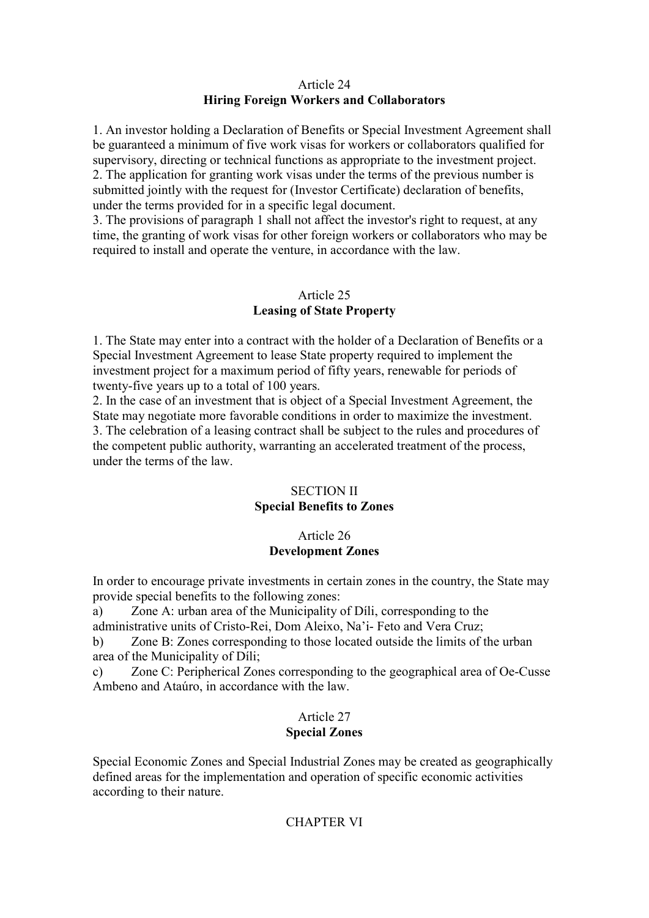Article 24
**Hiring Foreign Workers and Collaborators**

1. An investor holding a Declaration of Benefits or Special Investment Agreement shall be guaranteed a minimum of five work visas for workers or collaborators qualified for supervisory, directing or technical functions as appropriate to the investment project.
2. The application for granting work visas under the terms of the previous number is submitted jointly with the request for (Investor Certificate) declaration of benefits, under the terms provided for in a specific legal document.
3. The provisions of paragraph 1 shall not affect the investor's right to request, at any time, the granting of work visas for other foreign workers or collaborators who may be required to install and operate the venture, in accordance with the law.

Article 25
**Leasing of State Property**

1. The State may enter into a contract with the holder of a Declaration of Benefits or a Special Investment Agreement to lease State property required to implement the investment project for a maximum period of fifty years, renewable for periods of twenty-five years up to a total of 100 years.
2. In the case of an investment that is object of a Special Investment Agreement, the State may negotiate more favorable conditions in order to maximize the investment.
3. The celebration of a leasing contract shall be subject to the rules and procedures of the competent public authority, warranting an accelerated treatment of the process, under the terms of the law.

SECTION II
**Special Benefits to Zones**

Article 26
**Development Zones**

In order to encourage private investments in certain zones in the country, the State may provide special benefits to the following zones:

a) Zone A: urban area of the Municipality of Díli, corresponding to the administrative units of Cristo-Rei, Dom Aleixo, Na'i- Feto and Vera Cruz;
b) Zone B: Zones corresponding to those located outside the limits of the urban area of the Municipality of Díli;
c) Zone C: Peripherical Zones corresponding to the geographical area of Oe-Cusse Ambeno and Ataúro, in accordance with the law.

Article 27
**Special Zones**

Special Economic Zones and Special Industrial Zones may be created as geographically defined areas for the implementation and operation of specific economic activities according to their nature.

CHAPTER VI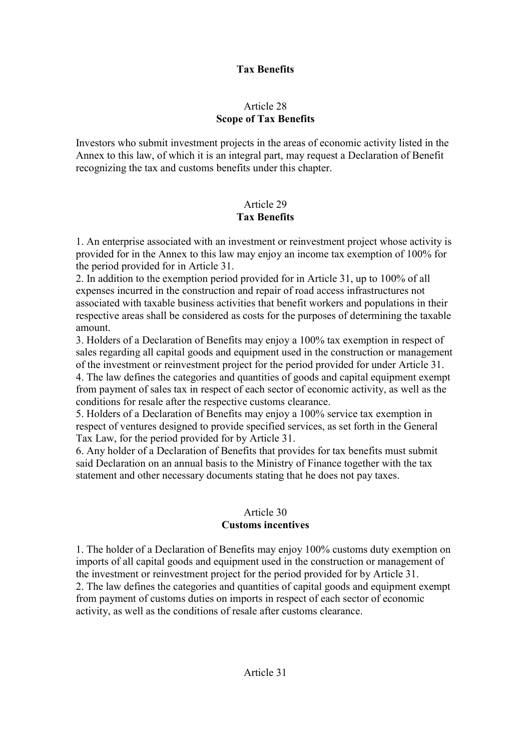## Tax Benefits

### Article 28
### Scope of Tax Benefits

Investors who submit investment projects in the areas of economic activity listed in the Annex to this law, of which it is an integral part, may request a Declaration of Benefit recognizing the tax and customs benefits under this chapter.

### Article 29
### Tax Benefits

1. An enterprise associated with an investment or reinvestment project whose activity is provided for in the Annex to this law may enjoy an income tax exemption of 100% for the period provided for in Article 31.
2. In addition to the exemption period provided for in Article 31, up to 100% of all expenses incurred in the construction and repair of road access infrastructures not associated with taxable business activities that benefit workers and populations in their respective areas shall be considered as costs for the purposes of determining the taxable amount.
3. Holders of a Declaration of Benefits may enjoy a 100% tax exemption in respect of sales regarding all capital goods and equipment used in the construction or management of the investment or reinvestment project for the period provided for under Article 31.
4. The law defines the categories and quantities of goods and capital equipment exempt from payment of sales tax in respect of each sector of economic activity, as well as the conditions for resale after the respective customs clearance.
5. Holders of a Declaration of Benefits may enjoy a 100% service tax exemption in respect of ventures designed to provide specified services, as set forth in the General Tax Law, for the period provided for by Article 31.
6. Any holder of a Declaration of Benefits that provides for tax benefits must submit said Declaration on an annual basis to the Ministry of Finance together with the tax statement and other necessary documents stating that he does not pay taxes.

### Article 30
### Customs incentives

1. The holder of a Declaration of Benefits may enjoy 100% customs duty exemption on imports of all capital goods and equipment used in the construction or management of the investment or reinvestment project for the period provided for by Article 31.
2. The law defines the categories and quantities of capital goods and equipment exempt from payment of customs duties on imports in respect of each sector of economic activity, as well as the conditions of resale after customs clearance.

### Article 31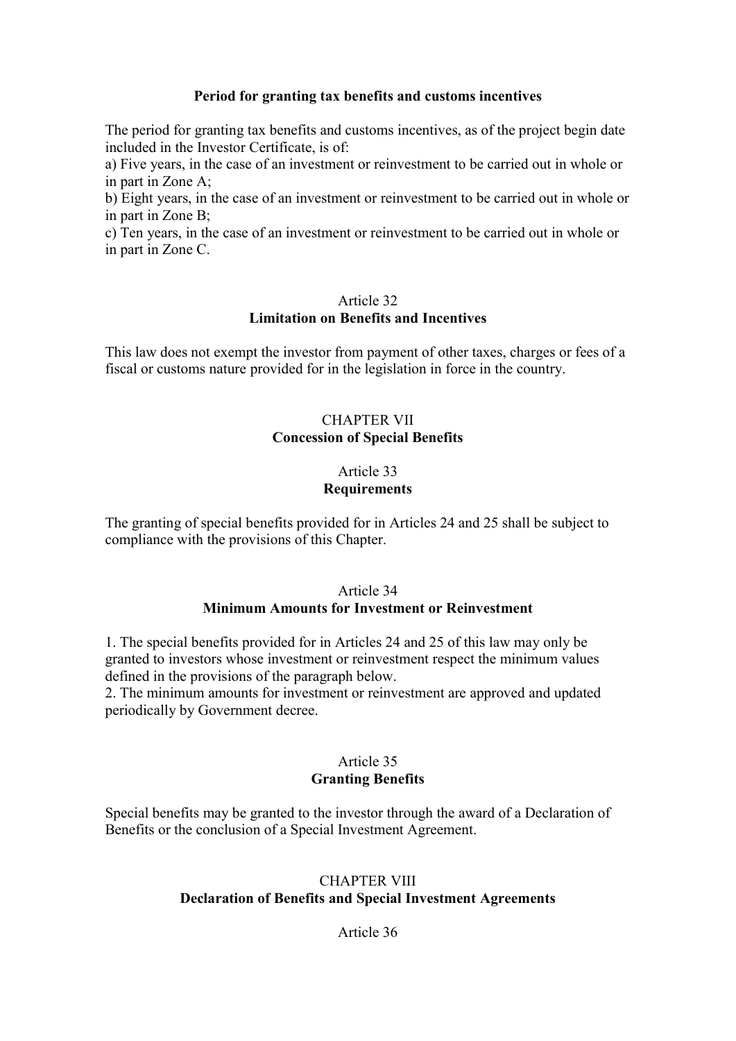**Period for granting tax benefits and customs incentives**

The period for granting tax benefits and customs incentives, as of the project begin date included in the Investor Certificate, is of:

a) Five years, in the case of an investment or reinvestment to be carried out in whole or in part in Zone A;

b) Eight years, in the case of an investment or reinvestment to be carried out in whole or in part in Zone B;

c) Ten years, in the case of an investment or reinvestment to be carried out in whole or in part in Zone C.

Article 32

**Limitation on Benefits and Incentives**

This law does not exempt the investor from payment of other taxes, charges or fees of a fiscal or customs nature provided for in the legislation in force in the country.

CHAPTER VII

**Concession of Special Benefits**

Article 33

**Requirements**

The granting of special benefits provided for in Articles 24 and 25 shall be subject to compliance with the provisions of this Chapter.

Article 34

**Minimum Amounts for Investment or Reinvestment**

1. The special benefits provided for in Articles 24 and 25 of this law may only be granted to investors whose investment or reinvestment respect the minimum values defined in the provisions of the paragraph below.
2. The minimum amounts for investment or reinvestment are approved and updated periodically by Government decree.

Article 35

**Granting Benefits**

Special benefits may be granted to the investor through the award of a Declaration of Benefits or the conclusion of a Special Investment Agreement.

CHAPTER VIII

**Declaration of Benefits and Special Investment Agreements**

Article 36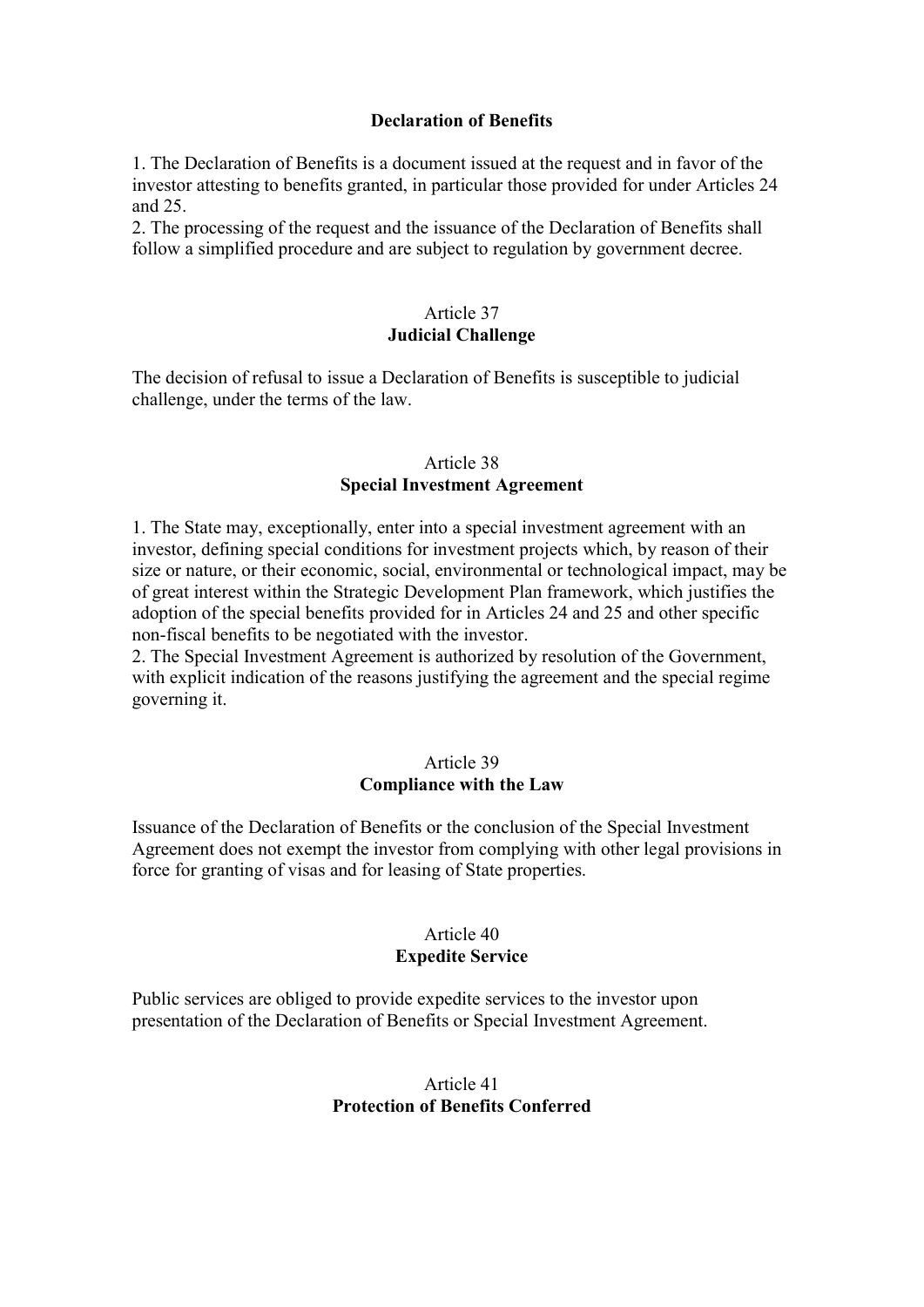### Declaration of Benefits

1. The Declaration of Benefits is a document issued at the request and in favor of the investor attesting to benefits granted, in particular those provided for under Articles 24 and 25.
2. The processing of the request and the issuance of the Declaration of Benefits shall follow a simplified procedure and are subject to regulation by government decree.

### Article 37
### Judicial Challenge

The decision of refusal to issue a Declaration of Benefits is susceptible to judicial challenge, under the terms of the law.

### Article 38
### Special Investment Agreement

1. The State may, exceptionally, enter into a special investment agreement with an investor, defining special conditions for investment projects which, by reason of their size or nature, or their economic, social, environmental or technological impact, may be of great interest within the Strategic Development Plan framework, which justifies the adoption of the special benefits provided for in Articles 24 and 25 and other specific non-fiscal benefits to be negotiated with the investor.
2. The Special Investment Agreement is authorized by resolution of the Government, with explicit indication of the reasons justifying the agreement and the special regime governing it.

### Article 39
### Compliance with the Law

Issuance of the Declaration of Benefits or the conclusion of the Special Investment Agreement does not exempt the investor from complying with other legal provisions in force for granting of visas and for leasing of State properties.

### Article 40
### Expedite Service

Public services are obliged to provide expedite services to the investor upon presentation of the Declaration of Benefits or Special Investment Agreement.

### Article 41
### Protection of Benefits Conferred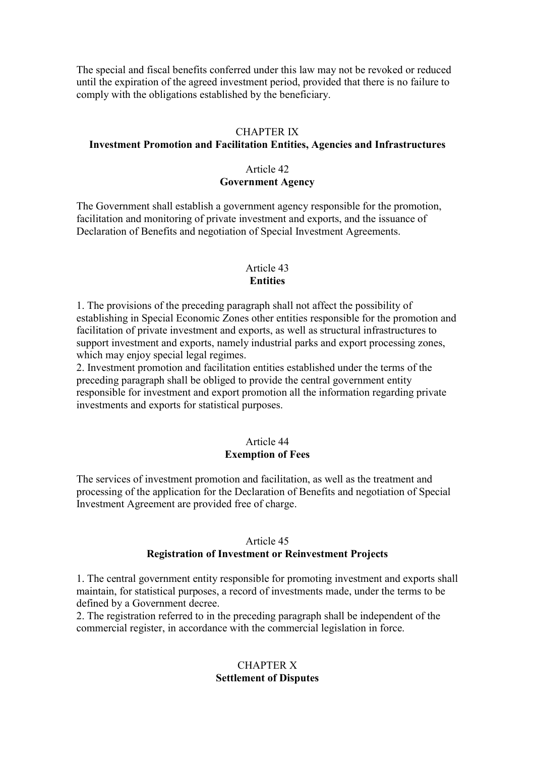The special and fiscal benefits conferred under this law may not be revoked or reduced until the expiration of the agreed investment period, provided that there is no failure to comply with the obligations established by the beneficiary.

## CHAPTER IX
## Investment Promotion and Facilitation Entities, Agencies and Infrastructures

### Article 42
### Government Agency

The Government shall establish a government agency responsible for the promotion, facilitation and monitoring of private investment and exports, and the issuance of Declaration of Benefits and negotiation of Special Investment Agreements.

### Article 43
### Entities

1. The provisions of the preceding paragraph shall not affect the possibility of establishing in Special Economic Zones other entities responsible for the promotion and facilitation of private investment and exports, as well as structural infrastructures to support investment and exports, namely industrial parks and export processing zones, which may enjoy special legal regimes.
2. Investment promotion and facilitation entities established under the terms of the preceding paragraph shall be obliged to provide the central government entity responsible for investment and export promotion all the information regarding private investments and exports for statistical purposes.

### Article 44
### Exemption of Fees

The services of investment promotion and facilitation, as well as the treatment and processing of the application for the Declaration of Benefits and negotiation of Special Investment Agreement are provided free of charge.

### Article 45
### Registration of Investment or Reinvestment Projects

1. The central government entity responsible for promoting investment and exports shall maintain, for statistical purposes, a record of investments made, under the terms to be defined by a Government decree.
2. The registration referred to in the preceding paragraph shall be independent of the commercial register, in accordance with the commercial legislation in force.

## CHAPTER X
## Settlement of Disputes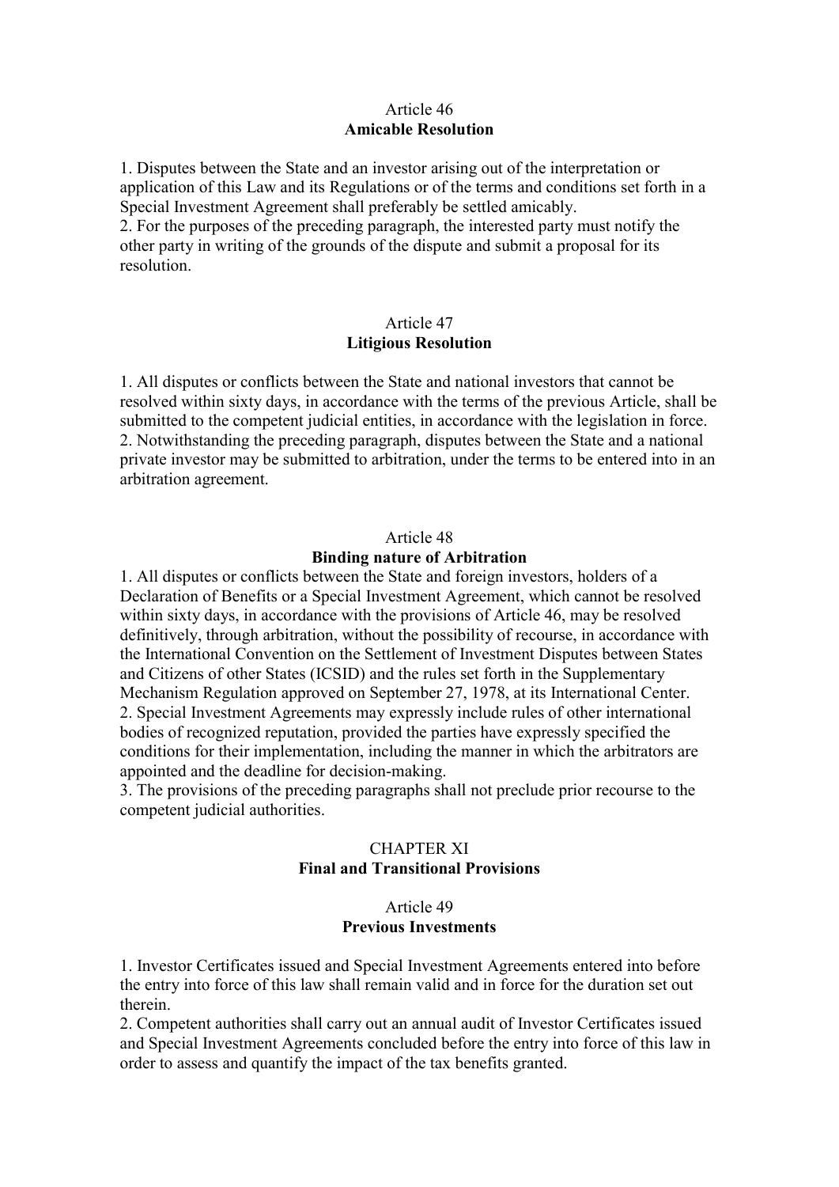Article 46
**Amicable Resolution**

1. Disputes between the State and an investor arising out of the interpretation or application of this Law and its Regulations or of the terms and conditions set forth in a Special Investment Agreement shall preferably be settled amicably.
2. For the purposes of the preceding paragraph, the interested party must notify the other party in writing of the grounds of the dispute and submit a proposal for its resolution.

Article 47
**Litigious Resolution**

1. All disputes or conflicts between the State and national investors that cannot be resolved within sixty days, in accordance with the terms of the previous Article, shall be submitted to the competent judicial entities, in accordance with the legislation in force.
2. Notwithstanding the preceding paragraph, disputes between the State and a national private investor may be submitted to arbitration, under the terms to be entered into in an arbitration agreement.

Article 48
**Binding nature of Arbitration**

1. All disputes or conflicts between the State and foreign investors, holders of a Declaration of Benefits or a Special Investment Agreement, which cannot be resolved within sixty days, in accordance with the provisions of Article 46, may be resolved definitively, through arbitration, without the possibility of recourse, in accordance with the International Convention on the Settlement of Investment Disputes between States and Citizens of other States (ICSID) and the rules set forth in the Supplementary Mechanism Regulation approved on September 27, 1978, at its International Center.
2. Special Investment Agreements may expressly include rules of other international bodies of recognized reputation, provided the parties have expressly specified the conditions for their implementation, including the manner in which the arbitrators are appointed and the deadline for decision-making.
3. The provisions of the preceding paragraphs shall not preclude prior recourse to the competent judicial authorities.

CHAPTER XI
**Final and Transitional Provisions**

Article 49
**Previous Investments**

1. Investor Certificates issued and Special Investment Agreements entered into before the entry into force of this law shall remain valid and in force for the duration set out therein.
2. Competent authorities shall carry out an annual audit of Investor Certificates issued and Special Investment Agreements concluded before the entry into force of this law in order to assess and quantify the impact of the tax benefits granted.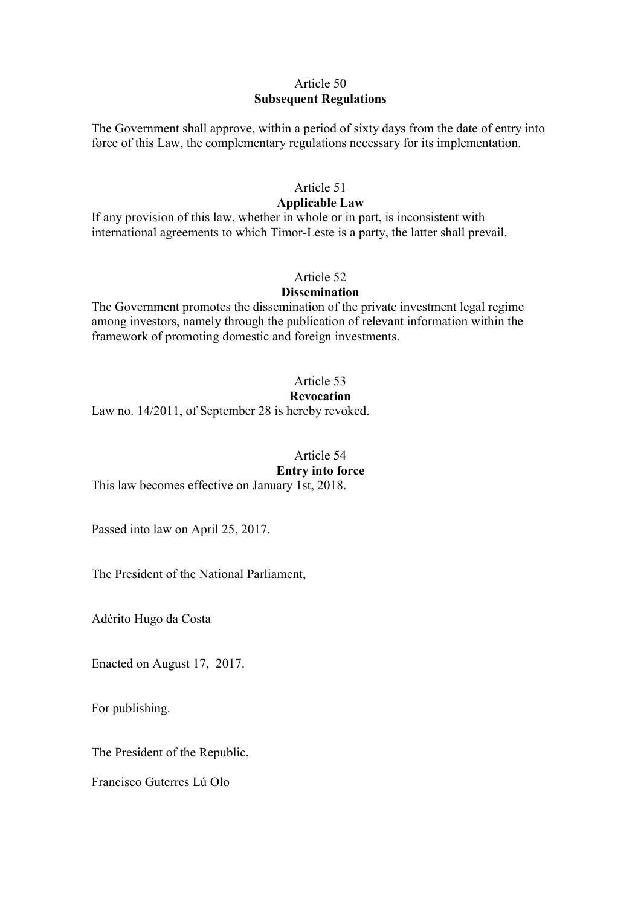### Article 50
### **Subsequent Regulations**

The Government shall approve, within a period of sixty days from the date of entry into force of this Law, the complementary regulations necessary for its implementation.

### Article 51
### **Applicable Law**

If any provision of this law, whether in whole or in part, is inconsistent with international agreements to which Timor-Leste is a party, the latter shall prevail.

### Article 52
### **Dissemination**

The Government promotes the dissemination of the private investment legal regime among investors, namely through the publication of relevant information within the framework of promoting domestic and foreign investments.

### Article 53
### **Revocation**

Law no. 14/2011, of September 28 is hereby revoked.

### Article 54
### **Entry into force**

This law becomes effective on January 1st, 2018.

Passed into law on April 25, 2017.

The President of the National Parliament,

Adérito Hugo da Costa

Enacted on August 17, 2017.

For publishing.

The President of the Republic,

Francisco Guterres Lú Olo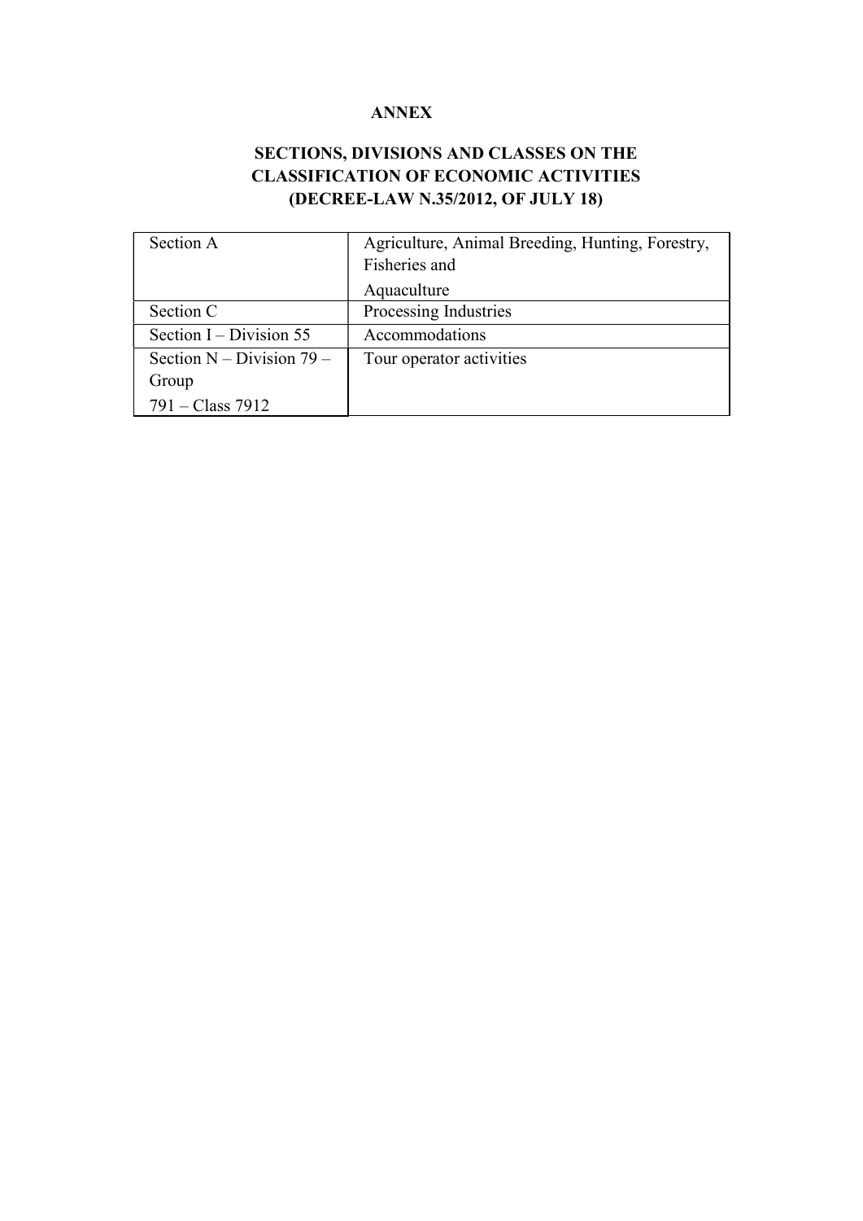**ANNEX**

**SECTIONS, DIVISIONS AND CLASSES ON THE CLASSIFICATION OF ECONOMIC ACTIVITIES (DECREE-LAW N.35/2012, OF JULY 18)**

| | |
|---|---|
| Section A | Agriculture, Animal Breeding, Hunting, Forestry, Fisheries and Aquaculture |
| Section C | Processing Industries |
| Section I – Division 55 | Accommodations |
| Section N – Division 79 – Group 791 – Class 7912 | Tour operator activities |